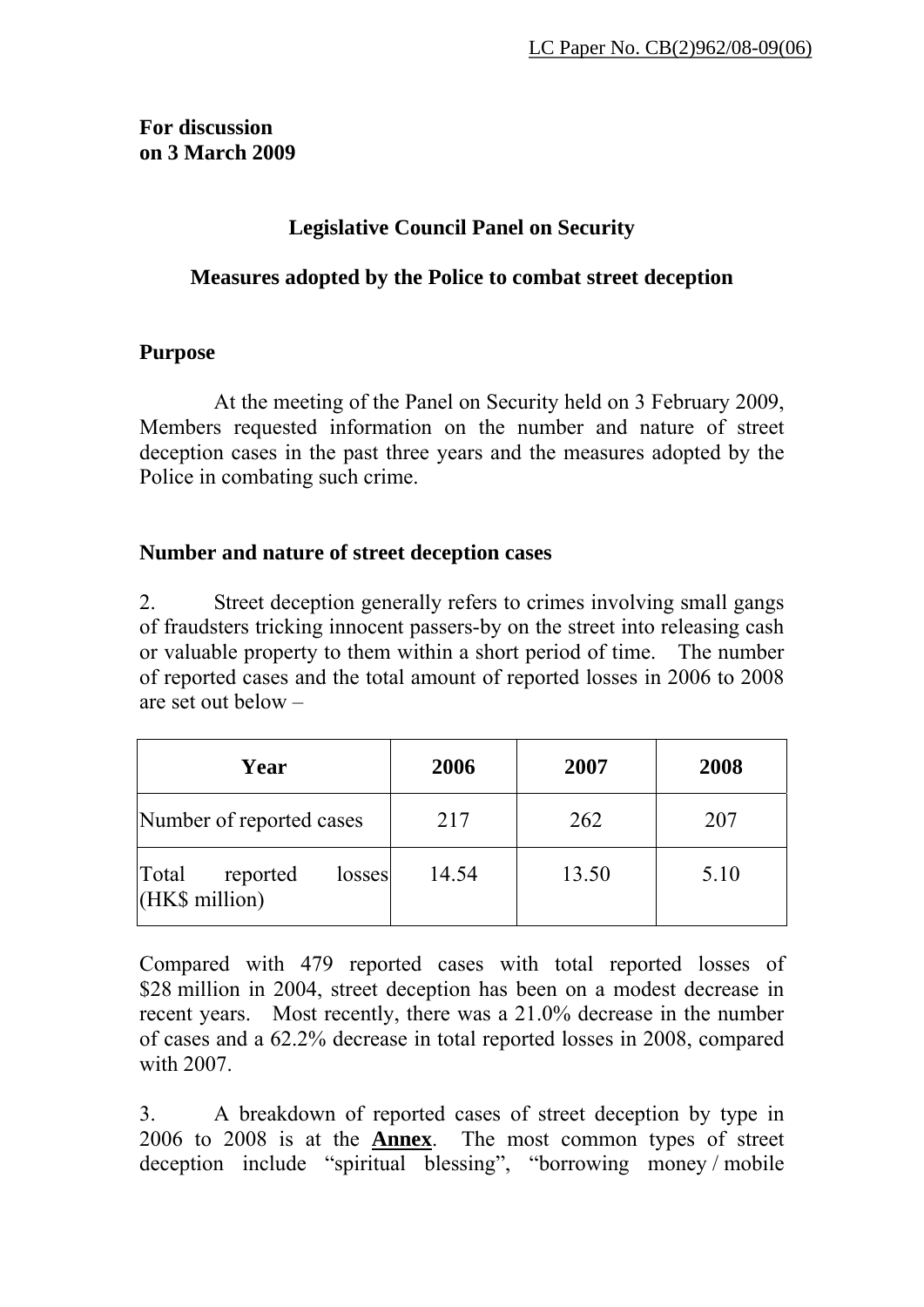LC Paper No. CB(2)962/08-09(06)

**For discussion on 3 March 2009**

## Legislative Council Panel on Security

## Measures adopted by the Police to combat street deception

### Purpose

At the meeting of the Panel on Security held on 3 February 2009, Members requested information on the number and nature of street deception cases in the past three years and the measures adopted by the Police in combating such crime.

### Number and nature of street deception cases

2. Street deception generally refers to crimes involving small gangs of fraudsters tricking innocent passers-by on the street into releasing cash or valuable property to them within a short period of time. The number of reported cases and the total amount of reported losses in 2006 to 2008 are set out below –

| Year | 2006 | 2007 | 2008 |
|---|---|---|---|
| Number of reported cases | 217 | 262 | 207 |
| Total reported losses (HK$ million) | 14.54 | 13.50 | 5.10 |

Compared with 479 reported cases with total reported losses of $28 million in 2004, street deception has been on a modest decrease in recent years. Most recently, there was a 21.0% decrease in the number of cases and a 62.2% decrease in total reported losses in 2008, compared with 2007.

3. A breakdown of reported cases of street deception by type in 2006 to 2008 is at the **Annex**. The most common types of street deception include "spiritual blessing", "borrowing money / mobile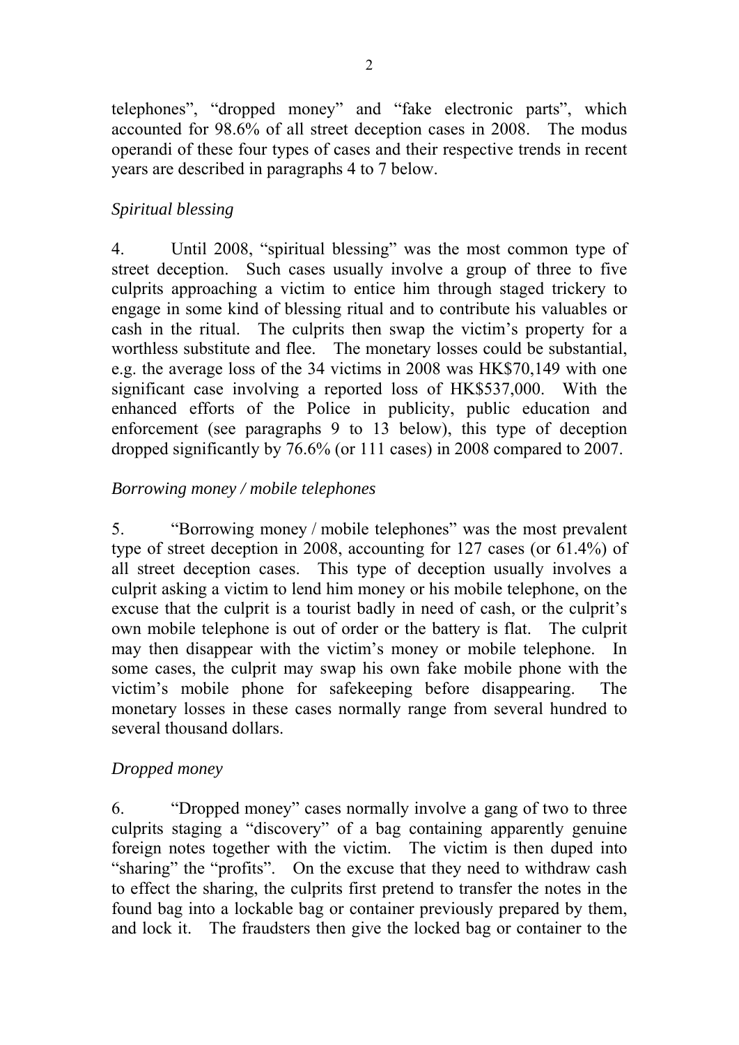telephones", "dropped money" and "fake electronic parts", which accounted for 98.6% of all street deception cases in 2008. The modus operandi of these four types of cases and their respective trends in recent years are described in paragraphs 4 to 7 below.

*Spiritual blessing*

4. Until 2008, "spiritual blessing" was the most common type of street deception. Such cases usually involve a group of three to five culprits approaching a victim to entice him through staged trickery to engage in some kind of blessing ritual and to contribute his valuables or cash in the ritual. The culprits then swap the victim's property for a worthless substitute and flee. The monetary losses could be substantial, e.g. the average loss of the 34 victims in 2008 was HK$70,149 with one significant case involving a reported loss of HK$537,000. With the enhanced efforts of the Police in publicity, public education and enforcement (see paragraphs 9 to 13 below), this type of deception dropped significantly by 76.6% (or 111 cases) in 2008 compared to 2007.

*Borrowing money / mobile telephones*

5. "Borrowing money / mobile telephones" was the most prevalent type of street deception in 2008, accounting for 127 cases (or 61.4%) of all street deception cases. This type of deception usually involves a culprit asking a victim to lend him money or his mobile telephone, on the excuse that the culprit is a tourist badly in need of cash, or the culprit's own mobile telephone is out of order or the battery is flat. The culprit may then disappear with the victim's money or mobile telephone. In some cases, the culprit may swap his own fake mobile phone with the victim's mobile phone for safekeeping before disappearing. The monetary losses in these cases normally range from several hundred to several thousand dollars.

*Dropped money*

6. "Dropped money" cases normally involve a gang of two to three culprits staging a "discovery" of a bag containing apparently genuine foreign notes together with the victim. The victim is then duped into "sharing" the "profits". On the excuse that they need to withdraw cash to effect the sharing, the culprits first pretend to transfer the notes in the found bag into a lockable bag or container previously prepared by them, and lock it. The fraudsters then give the locked bag or container to the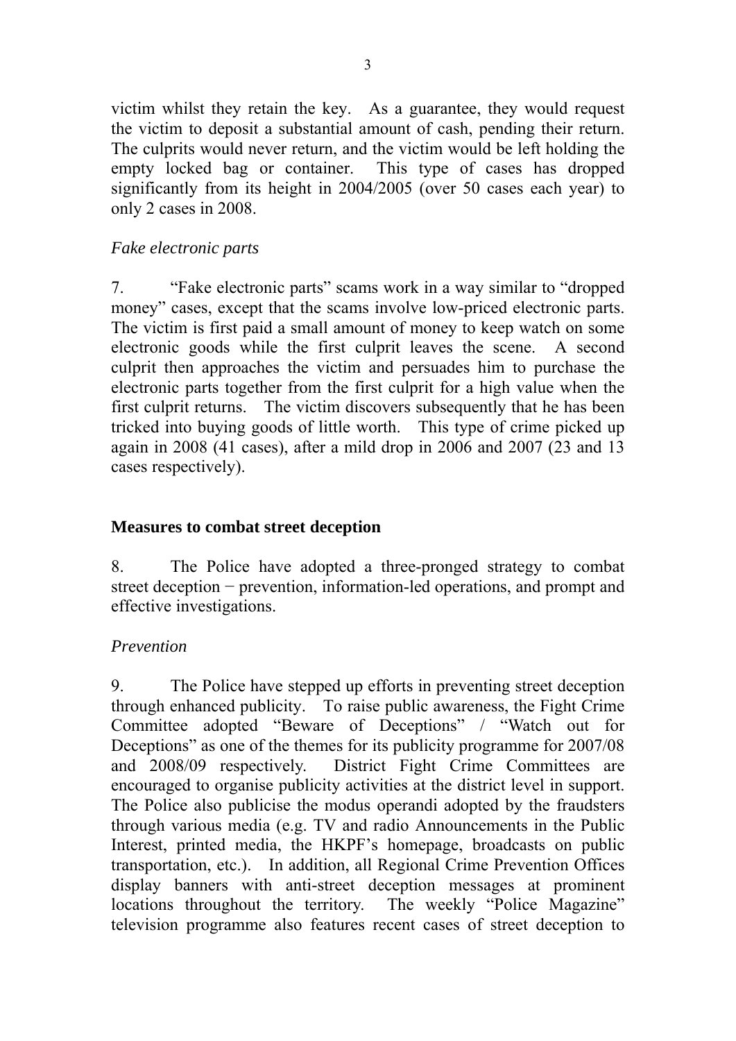victim whilst they retain the key. As a guarantee, they would request the victim to deposit a substantial amount of cash, pending their return. The culprits would never return, and the victim would be left holding the empty locked bag or container. This type of cases has dropped significantly from its height in 2004/2005 (over 50 cases each year) to only 2 cases in 2008.

*Fake electronic parts*

7. "Fake electronic parts" scams work in a way similar to "dropped money" cases, except that the scams involve low-priced electronic parts. The victim is first paid a small amount of money to keep watch on some electronic goods while the first culprit leaves the scene. A second culprit then approaches the victim and persuades him to purchase the electronic parts together from the first culprit for a high value when the first culprit returns. The victim discovers subsequently that he has been tricked into buying goods of little worth. This type of crime picked up again in 2008 (41 cases), after a mild drop in 2006 and 2007 (23 and 13 cases respectively).

**Measures to combat street deception**

8. The Police have adopted a three-pronged strategy to combat street deception − prevention, information-led operations, and prompt and effective investigations.

*Prevention*

9. The Police have stepped up efforts in preventing street deception through enhanced publicity. To raise public awareness, the Fight Crime Committee adopted "Beware of Deceptions" / "Watch out for Deceptions" as one of the themes for its publicity programme for 2007/08 and 2008/09 respectively. District Fight Crime Committees are encouraged to organise publicity activities at the district level in support. The Police also publicise the modus operandi adopted by the fraudsters through various media (e.g. TV and radio Announcements in the Public Interest, printed media, the HKPF's homepage, broadcasts on public transportation, etc.). In addition, all Regional Crime Prevention Offices display banners with anti-street deception messages at prominent locations throughout the territory. The weekly "Police Magazine" television programme also features recent cases of street deception to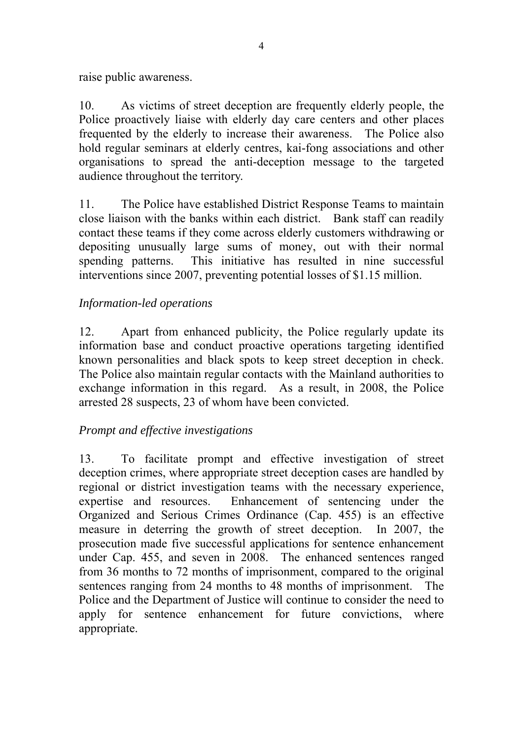raise public awareness.

10. As victims of street deception are frequently elderly people, the Police proactively liaise with elderly day care centers and other places frequented by the elderly to increase their awareness. The Police also hold regular seminars at elderly centres, kai-fong associations and other organisations to spread the anti-deception message to the targeted audience throughout the territory.

11. The Police have established District Response Teams to maintain close liaison with the banks within each district. Bank staff can readily contact these teams if they come across elderly customers withdrawing or depositing unusually large sums of money, out with their normal spending patterns. This initiative has resulted in nine successful interventions since 2007, preventing potential losses of $1.15 million.

*Information-led operations*

12. Apart from enhanced publicity, the Police regularly update its information base and conduct proactive operations targeting identified known personalities and black spots to keep street deception in check. The Police also maintain regular contacts with the Mainland authorities to exchange information in this regard. As a result, in 2008, the Police arrested 28 suspects, 23 of whom have been convicted.

*Prompt and effective investigations*

13. To facilitate prompt and effective investigation of street deception crimes, where appropriate street deception cases are handled by regional or district investigation teams with the necessary experience, expertise and resources. Enhancement of sentencing under the Organized and Serious Crimes Ordinance (Cap. 455) is an effective measure in deterring the growth of street deception. In 2007, the prosecution made five successful applications for sentence enhancement under Cap. 455, and seven in 2008. The enhanced sentences ranged from 36 months to 72 months of imprisonment, compared to the original sentences ranging from 24 months to 48 months of imprisonment. The Police and the Department of Justice will continue to consider the need to apply for sentence enhancement for future convictions, where appropriate.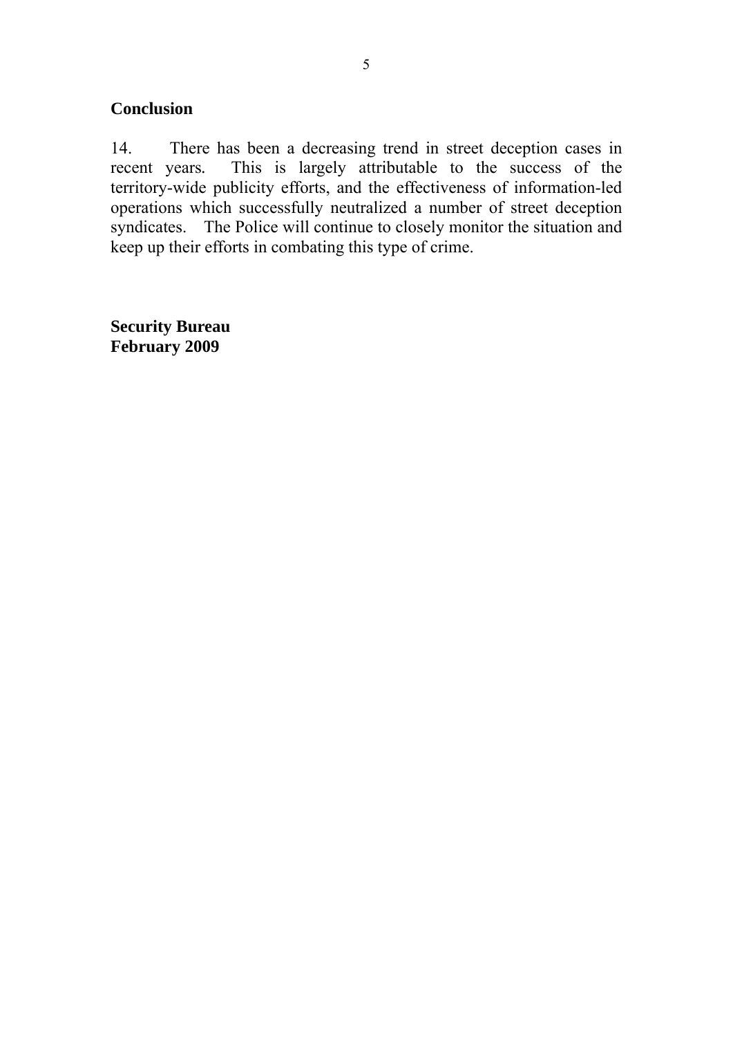## Conclusion

14. There has been a decreasing trend in street deception cases in recent years. This is largely attributable to the success of the territory-wide publicity efforts, and the effectiveness of information-led operations which successfully neutralized a number of street deception syndicates. The Police will continue to closely monitor the situation and keep up their efforts in combating this type of crime.

**Security Bureau**
**February 2009**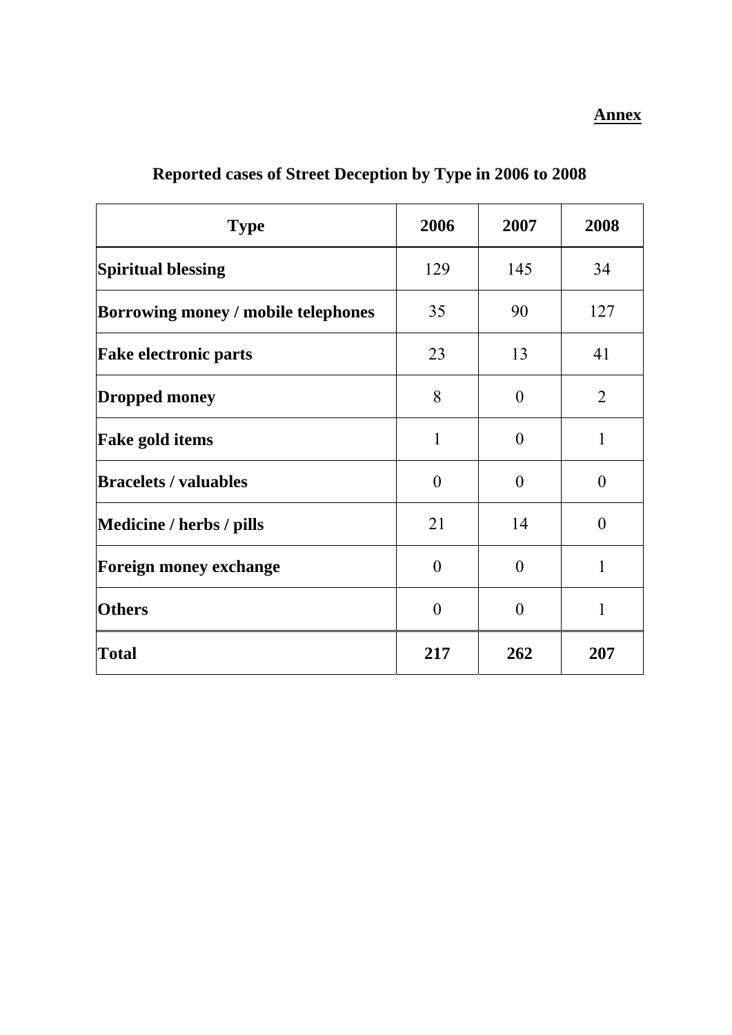**Annex**

## Reported cases of Street Deception by Type in 2006 to 2008

| Type | 2006 | 2007 | 2008 |
|---|---|---|---|
| **Spiritual blessing** | 129 | 145 | 34 |
| **Borrowing money / mobile telephones** | 35 | 90 | 127 |
| **Fake electronic parts** | 23 | 13 | 41 |
| **Dropped money** | 8 | 0 | 2 |
| **Fake gold items** | 1 | 0 | 1 |
| **Bracelets / valuables** | 0 | 0 | 0 |
| **Medicine / herbs / pills** | 21 | 14 | 0 |
| **Foreign money exchange** | 0 | 0 | 1 |
| **Others** | 0 | 0 | 1 |
| **Total** | **217** | **262** | **207** |